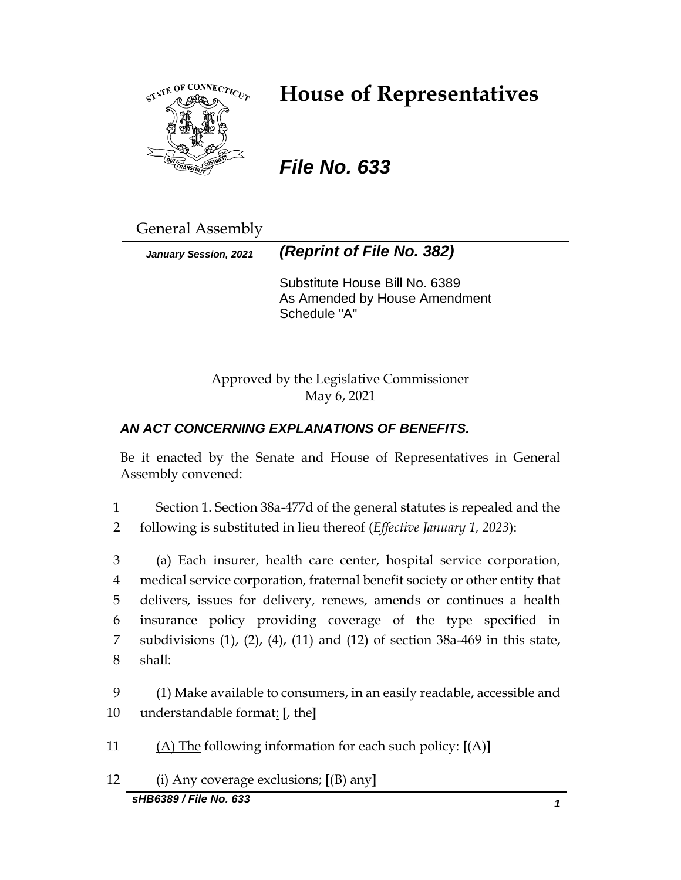# House of Representatives

## *File No. 633*

General Assembly

***January Session, 2021*** ***(Reprint of File No. 382)***

Substitute House Bill No. 6389
As Amended by House Amendment Schedule "A"

Approved by the Legislative Commissioner
May 6, 2021

***AN ACT CONCERNING EXPLANATIONS OF BENEFITS.***

Be it enacted by the Senate and House of Representatives in General Assembly convened:

1 Section 1. Section 38a-477d of the general statutes is repealed and the
2 following is substituted in lieu thereof (*Effective January 1, 2023*):

3 (a) Each insurer, health care center, hospital service corporation,
4 medical service corporation, fraternal benefit society or other entity that
5 delivers, issues for delivery, renews, amends or continues a health
6 insurance policy providing coverage of the type specified in
7 subdivisions (1), (2), (4), (11) and (12) of section 38a-469 in this state,
8 shall:

9 (1) Make available to consumers, in an easily readable, accessible and
10 understandable format: **[**, the**]**

11 (A) The following information for each such policy: **[**(A)**]**

12 (i) Any coverage exclusions; **[**(B) any**]**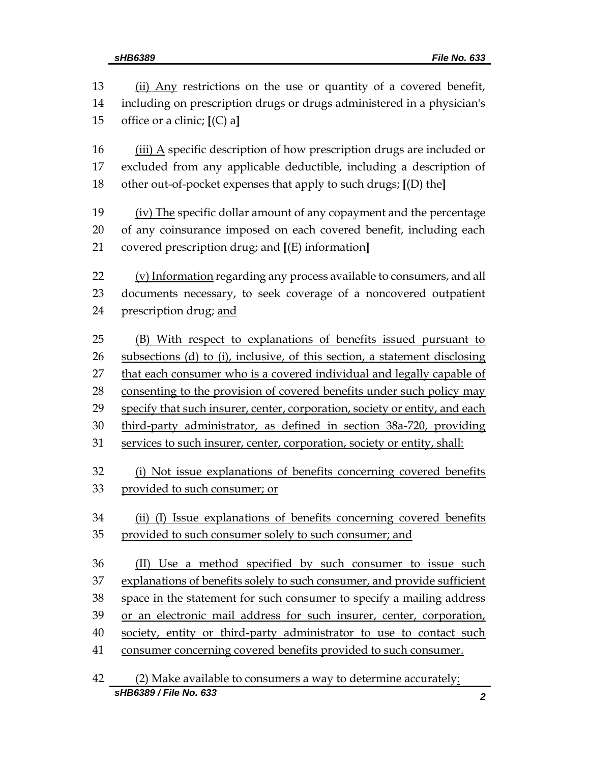(ii) Any restrictions on the use or quantity of a covered benefit, including on prescription drugs or drugs administered in a physician's office or a clinic; [(C) a]

(iii) A specific description of how prescription drugs are included or excluded from any applicable deductible, including a description of other out-of-pocket expenses that apply to such drugs; [(D) the]

(iv) The specific dollar amount of any copayment and the percentage of any coinsurance imposed on each covered benefit, including each covered prescription drug; and [(E) information]

(v) Information regarding any process available to consumers, and all documents necessary, to seek coverage of a noncovered outpatient prescription drug; and

(B) With respect to explanations of benefits issued pursuant to subsections (d) to (i), inclusive, of this section, a statement disclosing that each consumer who is a covered individual and legally capable of consenting to the provision of covered benefits under such policy may specify that such insurer, center, corporation, society or entity, and each third-party administrator, as defined in section 38a-720, providing services to such insurer, center, corporation, society or entity, shall:

(i) Not issue explanations of benefits concerning covered benefits provided to such consumer; or

(ii) (I) Issue explanations of benefits concerning covered benefits provided to such consumer solely to such consumer; and

(II) Use a method specified by such consumer to issue such explanations of benefits solely to such consumer, and provide sufficient space in the statement for such consumer to specify a mailing address or an electronic mail address for such insurer, center, corporation, society, entity or third-party administrator to use to contact such consumer concerning covered benefits provided to such consumer.

(2) Make available to consumers a way to determine accurately: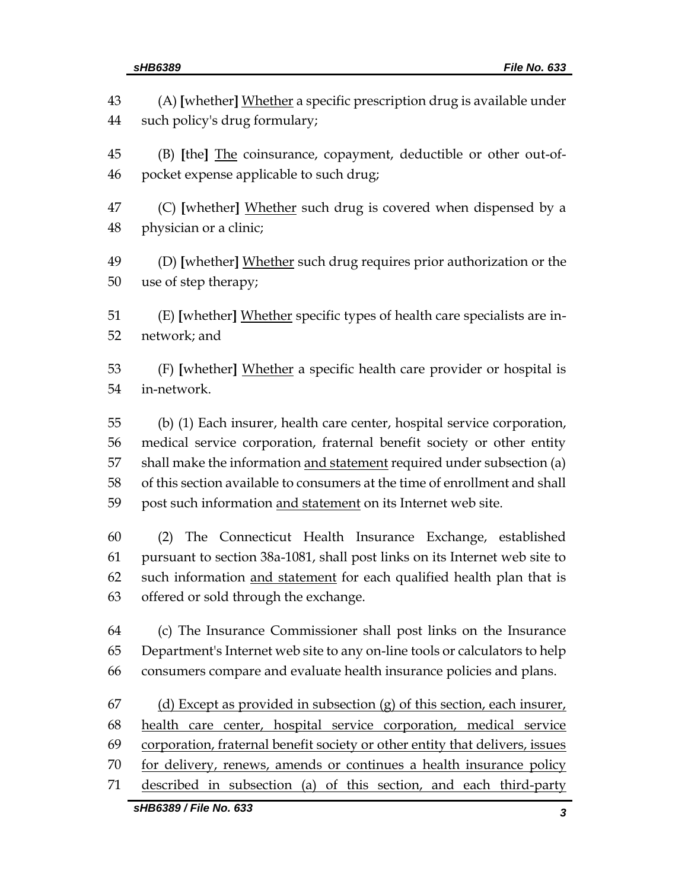43 (A) [whether] <u>Whether</u> a specific prescription drug is available under
44 such policy's drug formulary;

45 (B) [the] <u>The</u> coinsurance, copayment, deductible or other out-of-
46 pocket expense applicable to such drug;

47 (C) [whether] <u>Whether</u> such drug is covered when dispensed by a
48 physician or a clinic;

49 (D) [whether] <u>Whether</u> such drug requires prior authorization or the
50 use of step therapy;

51 (E) [whether] <u>Whether</u> specific types of health care specialists are in-
52 network; and

53 (F) [whether] <u>Whether</u> a specific health care provider or hospital is
54 in-network.

55 (b) (1) Each insurer, health care center, hospital service corporation,
56 medical service corporation, fraternal benefit society or other entity
57 shall make the information <u>and statement</u> required under subsection (a)
58 of this section available to consumers at the time of enrollment and shall
59 post such information <u>and statement</u> on its Internet web site.

60 (2) The Connecticut Health Insurance Exchange, established
61 pursuant to section 38a-1081, shall post links on its Internet web site to
62 such information <u>and statement</u> for each qualified health plan that is
63 offered or sold through the exchange.

64 (c) The Insurance Commissioner shall post links on the Insurance
65 Department's Internet web site to any on-line tools or calculators to help
66 consumers compare and evaluate health insurance policies and plans.

67 <u>(d) Except as provided in subsection (g) of this section, each insurer,</u>
68 <u>health care center, hospital service corporation, medical service</u>
69 <u>corporation, fraternal benefit society or other entity that delivers, issues</u>
70 <u>for delivery, renews, amends or continues a health insurance policy</u>
71 <u>described in subsection (a) of this section, and each third-party</u>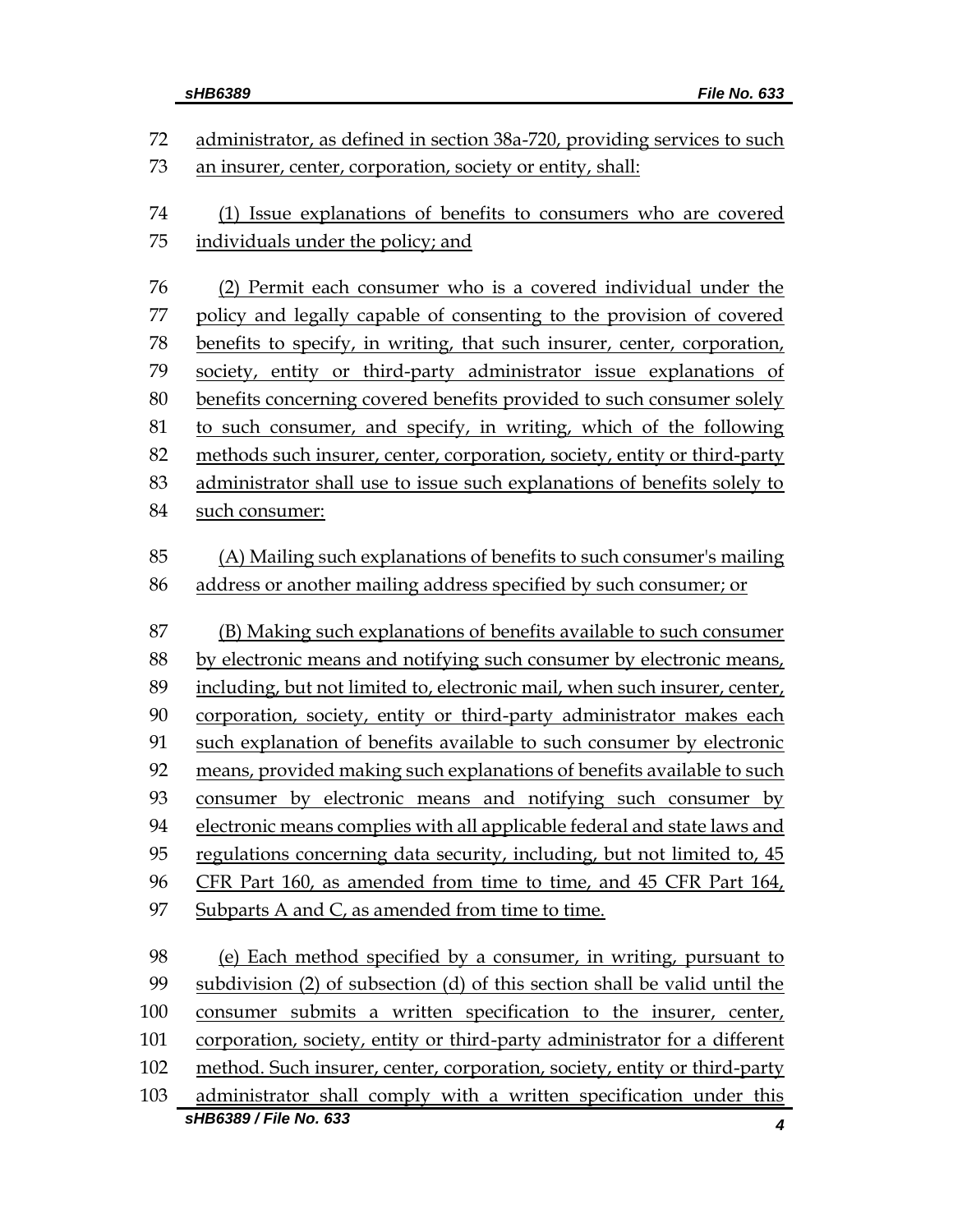administrator, as defined in section 38a-720, providing services to such an insurer, center, corporation, society or entity, shall:

(1) Issue explanations of benefits to consumers who are covered individuals under the policy; and

(2) Permit each consumer who is a covered individual under the policy and legally capable of consenting to the provision of covered benefits to specify, in writing, that such insurer, center, corporation, society, entity or third-party administrator issue explanations of benefits concerning covered benefits provided to such consumer solely to such consumer, and specify, in writing, which of the following methods such insurer, center, corporation, society, entity or third-party administrator shall use to issue such explanations of benefits solely to such consumer:

(A) Mailing such explanations of benefits to such consumer's mailing address or another mailing address specified by such consumer; or

(B) Making such explanations of benefits available to such consumer by electronic means and notifying such consumer by electronic means, including, but not limited to, electronic mail, when such insurer, center, corporation, society, entity or third-party administrator makes each such explanation of benefits available to such consumer by electronic means, provided making such explanations of benefits available to such consumer by electronic means and notifying such consumer by electronic means complies with all applicable federal and state laws and regulations concerning data security, including, but not limited to, 45 CFR Part 160, as amended from time to time, and 45 CFR Part 164, Subparts A and C, as amended from time to time.

(e) Each method specified by a consumer, in writing, pursuant to subdivision (2) of subsection (d) of this section shall be valid until the consumer submits a written specification to the insurer, center, corporation, society, entity or third-party administrator for a different method. Such insurer, center, corporation, society, entity or third-party administrator shall comply with a written specification under this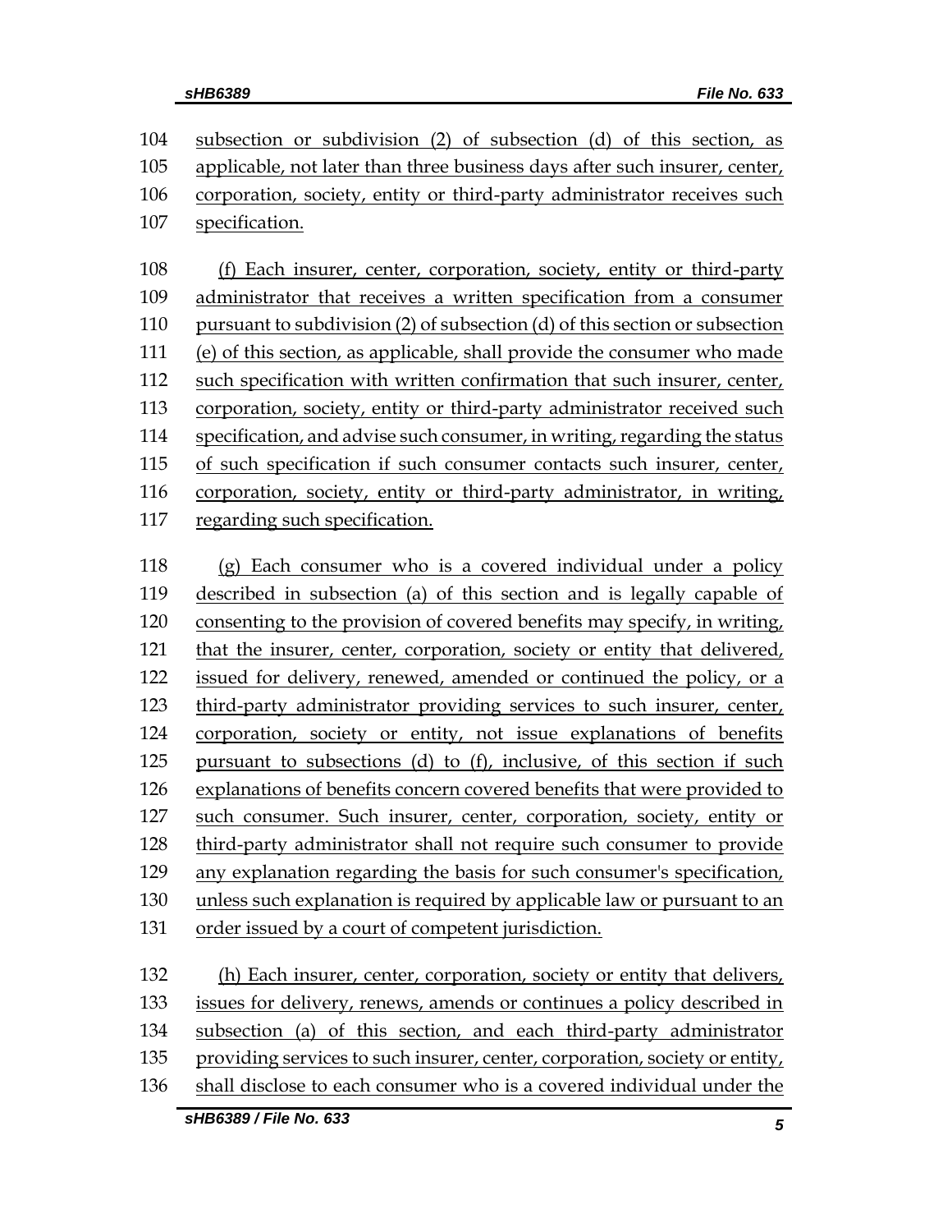subsection or subdivision (2) of subsection (d) of this section, as applicable, not later than three business days after such insurer, center, corporation, society, entity or third-party administrator receives such specification.

(f) Each insurer, center, corporation, society, entity or third-party administrator that receives a written specification from a consumer pursuant to subdivision (2) of subsection (d) of this section or subsection (e) of this section, as applicable, shall provide the consumer who made such specification with written confirmation that such insurer, center, corporation, society, entity or third-party administrator received such specification, and advise such consumer, in writing, regarding the status of such specification if such consumer contacts such insurer, center, corporation, society, entity or third-party administrator, in writing, regarding such specification.

(g) Each consumer who is a covered individual under a policy described in subsection (a) of this section and is legally capable of consenting to the provision of covered benefits may specify, in writing, that the insurer, center, corporation, society or entity that delivered, issued for delivery, renewed, amended or continued the policy, or a third-party administrator providing services to such insurer, center, corporation, society or entity, not issue explanations of benefits pursuant to subsections (d) to (f), inclusive, of this section if such explanations of benefits concern covered benefits that were provided to such consumer. Such insurer, center, corporation, society, entity or third-party administrator shall not require such consumer to provide any explanation regarding the basis for such consumer's specification, unless such explanation is required by applicable law or pursuant to an order issued by a court of competent jurisdiction.

(h) Each insurer, center, corporation, society or entity that delivers, issues for delivery, renews, amends or continues a policy described in subsection (a) of this section, and each third-party administrator providing services to such insurer, center, corporation, society or entity, shall disclose to each consumer who is a covered individual under the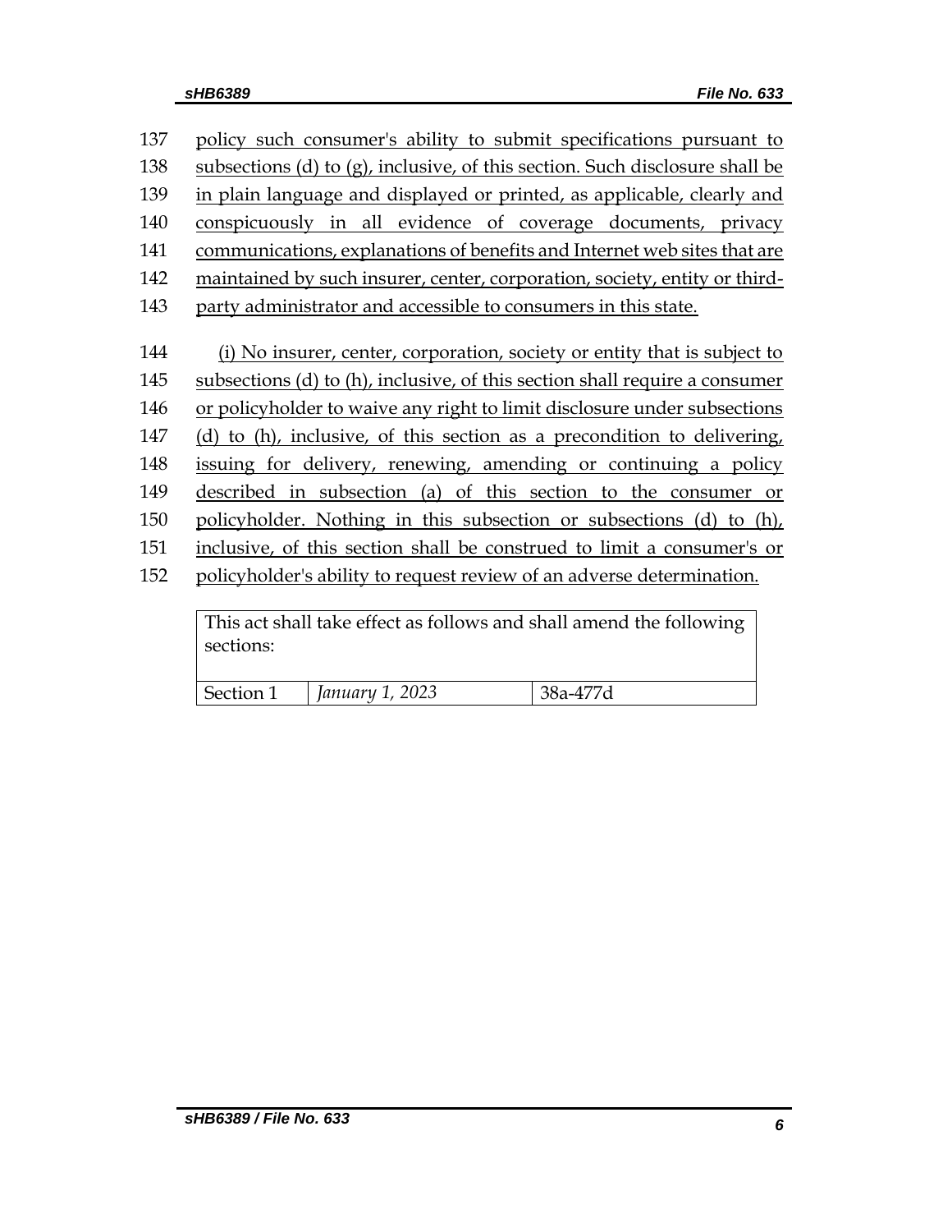137 policy such consumer's ability to submit specifications pursuant to
138 subsections (d) to (g), inclusive, of this section. Such disclosure shall be
139 in plain language and displayed or printed, as applicable, clearly and
140 conspicuously in all evidence of coverage documents, privacy
141 communications, explanations of benefits and Internet web sites that are
142 maintained by such insurer, center, corporation, society, entity or third-
143 party administrator and accessible to consumers in this state.

144 (i) No insurer, center, corporation, society or entity that is subject to
145 subsections (d) to (h), inclusive, of this section shall require a consumer
146 or policyholder to waive any right to limit disclosure under subsections
147 (d) to (h), inclusive, of this section as a precondition to delivering,
148 issuing for delivery, renewing, amending or continuing a policy
149 described in subsection (a) of this section to the consumer or
150 policyholder. Nothing in this subsection or subsections (d) to (h),
151 inclusive, of this section shall be construed to limit a consumer's or
152 policyholder's ability to request review of an adverse determination.

| This act shall take effect as follows and shall amend the following sections: | | |
|---|---|---|
| Section 1 | *January 1, 2023* | 38a-477d |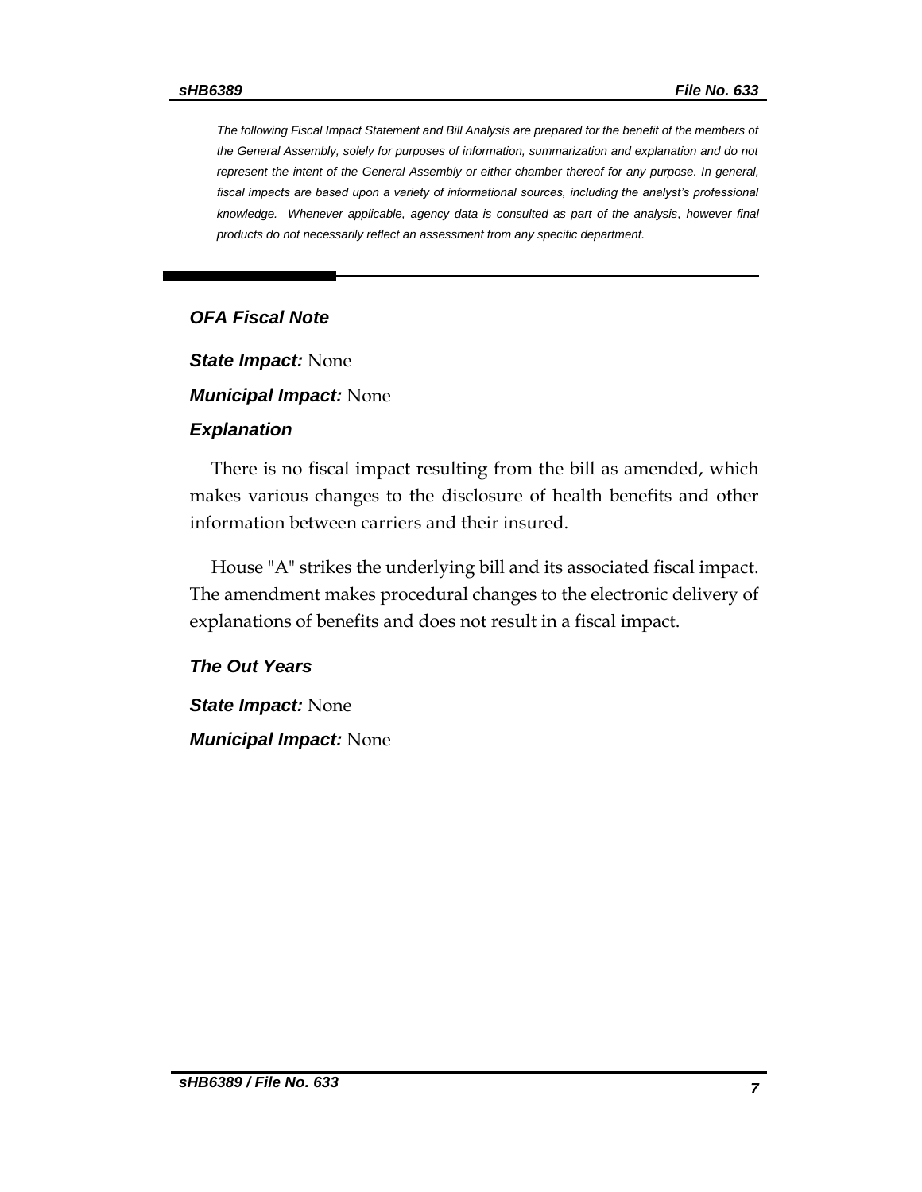*The following Fiscal Impact Statement and Bill Analysis are prepared for the benefit of the members of the General Assembly, solely for purposes of information, summarization and explanation and do not represent the intent of the General Assembly or either chamber thereof for any purpose. In general, fiscal impacts are based upon a variety of informational sources, including the analyst's professional knowledge. Whenever applicable, agency data is consulted as part of the analysis, however final products do not necessarily reflect an assessment from any specific department.*

---

### *OFA Fiscal Note*

***State Impact:*** None

***Municipal Impact:*** None

### *Explanation*

There is no fiscal impact resulting from the bill as amended, which makes various changes to the disclosure of health benefits and other information between carriers and their insured.

House "A" strikes the underlying bill and its associated fiscal impact. The amendment makes procedural changes to the electronic delivery of explanations of benefits and does not result in a fiscal impact.

### *The Out Years*

***State Impact:*** None

***Municipal Impact:*** None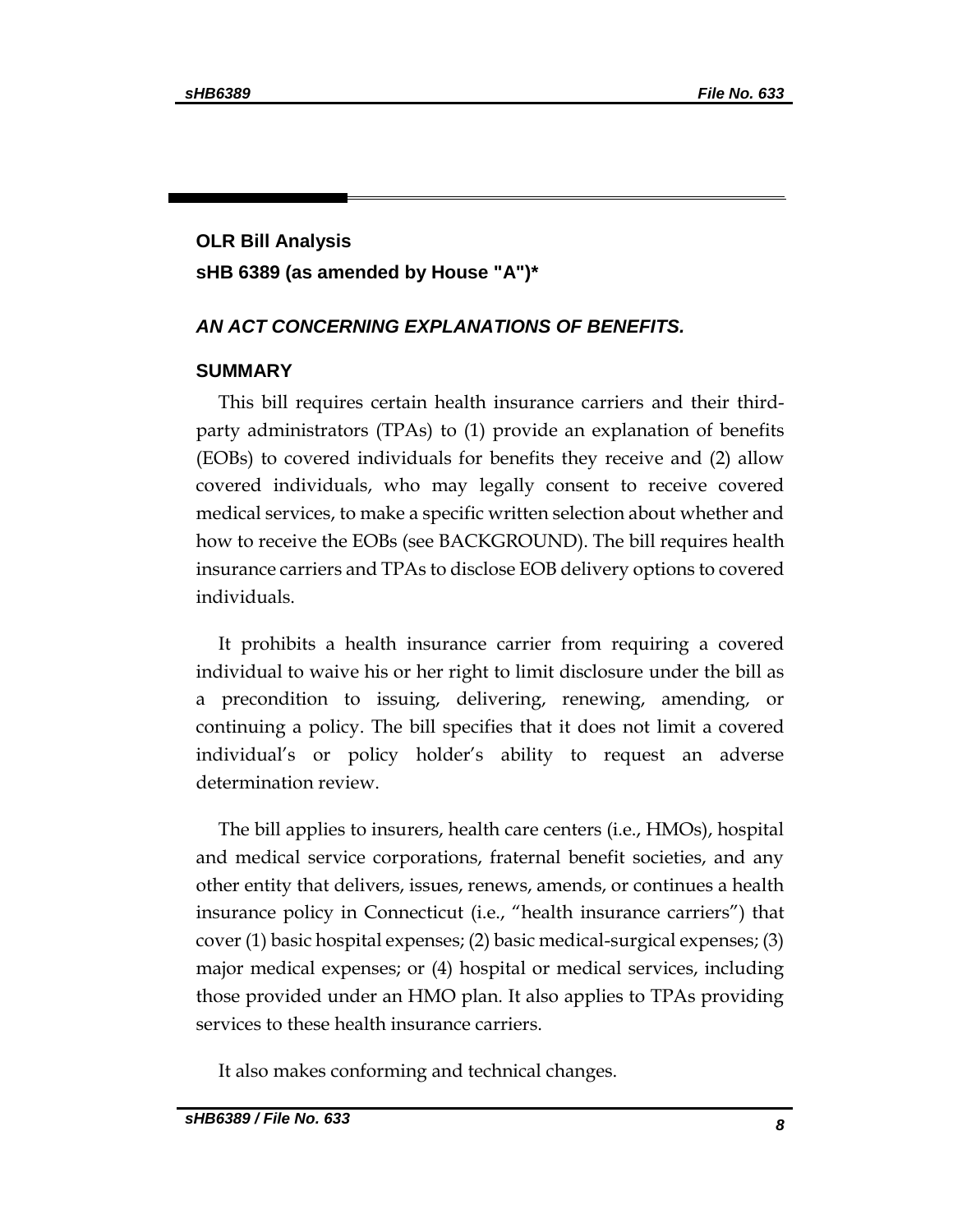## OLR Bill Analysis

**sHB 6389 (as amended by House "A")***

***AN ACT CONCERNING EXPLANATIONS OF BENEFITS.***

### SUMMARY

This bill requires certain health insurance carriers and their third-party administrators (TPAs) to (1) provide an explanation of benefits (EOBs) to covered individuals for benefits they receive and (2) allow covered individuals, who may legally consent to receive covered medical services, to make a specific written selection about whether and how to receive the EOBs (see BACKGROUND). The bill requires health insurance carriers and TPAs to disclose EOB delivery options to covered individuals.

It prohibits a health insurance carrier from requiring a covered individual to waive his or her right to limit disclosure under the bill as a precondition to issuing, delivering, renewing, amending, or continuing a policy. The bill specifies that it does not limit a covered individual's or policy holder's ability to request an adverse determination review.

The bill applies to insurers, health care centers (i.e., HMOs), hospital and medical service corporations, fraternal benefit societies, and any other entity that delivers, issues, renews, amends, or continues a health insurance policy in Connecticut (i.e., "health insurance carriers") that cover (1) basic hospital expenses; (2) basic medical-surgical expenses; (3) major medical expenses; or (4) hospital or medical services, including those provided under an HMO plan. It also applies to TPAs providing services to these health insurance carriers.

It also makes conforming and technical changes.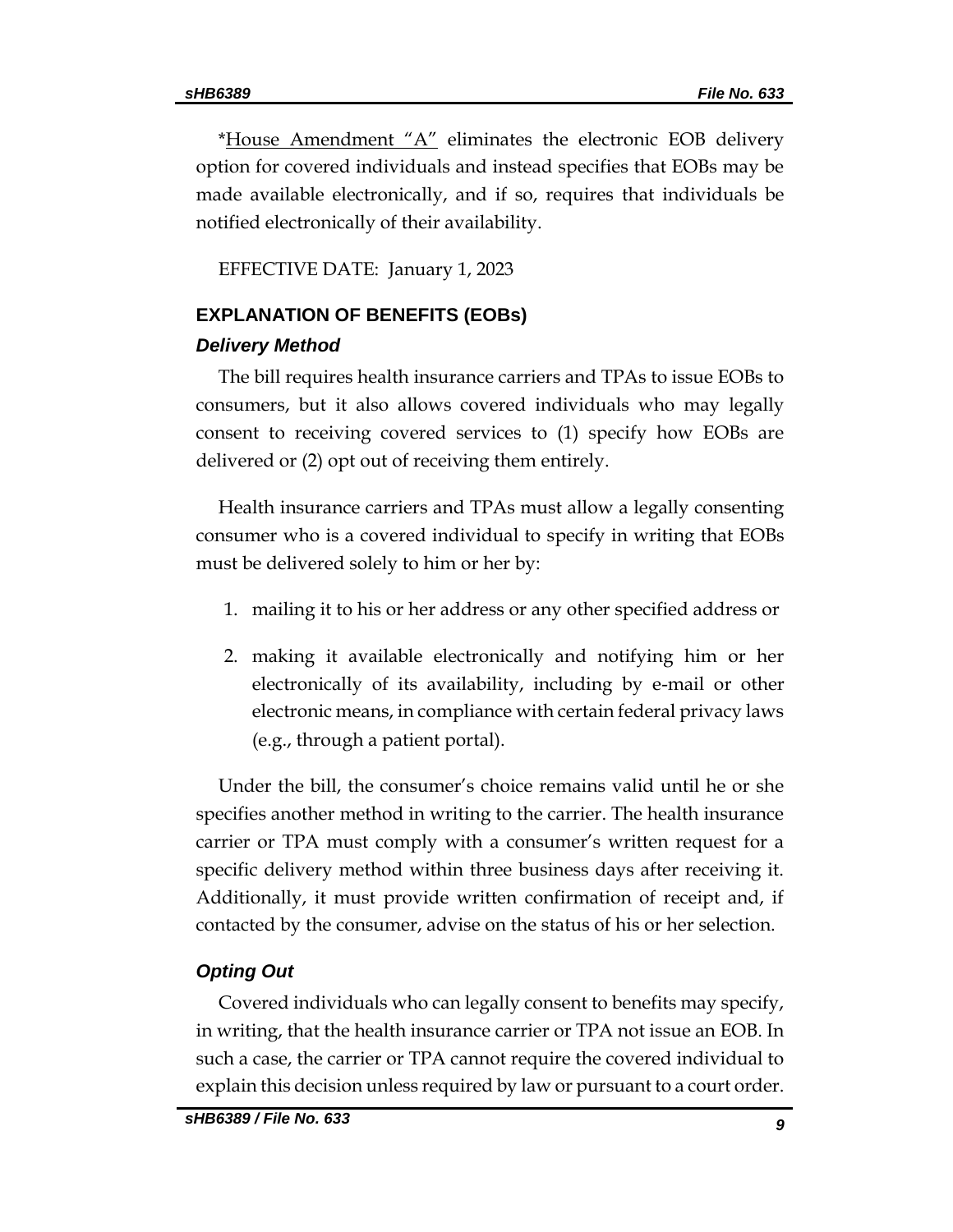*House Amendment "A" eliminates the electronic EOB delivery option for covered individuals and instead specifies that EOBs may be made available electronically, and if so, requires that individuals be notified electronically of their availability.

EFFECTIVE DATE: January 1, 2023

## EXPLANATION OF BENEFITS (EOBs)

### *Delivery Method*

The bill requires health insurance carriers and TPAs to issue EOBs to consumers, but it also allows covered individuals who may legally consent to receiving covered services to (1) specify how EOBs are delivered or (2) opt out of receiving them entirely.

Health insurance carriers and TPAs must allow a legally consenting consumer who is a covered individual to specify in writing that EOBs must be delivered solely to him or her by:

1. mailing it to his or her address or any other specified address or
2. making it available electronically and notifying him or her electronically of its availability, including by e-mail or other electronic means, in compliance with certain federal privacy laws (e.g., through a patient portal).

Under the bill, the consumer's choice remains valid until he or she specifies another method in writing to the carrier. The health insurance carrier or TPA must comply with a consumer's written request for a specific delivery method within three business days after receiving it. Additionally, it must provide written confirmation of receipt and, if contacted by the consumer, advise on the status of his or her selection.

### *Opting Out*

Covered individuals who can legally consent to benefits may specify, in writing, that the health insurance carrier or TPA not issue an EOB. In such a case, the carrier or TPA cannot require the covered individual to explain this decision unless required by law or pursuant to a court order.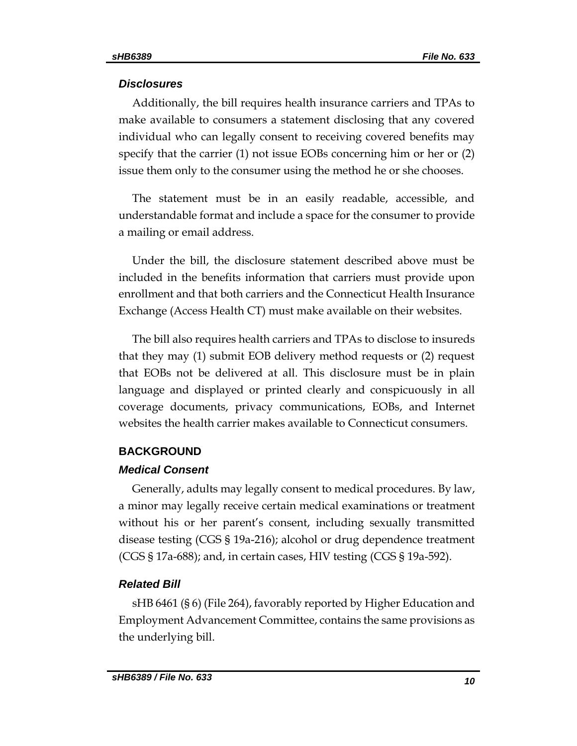### *Disclosures*

Additionally, the bill requires health insurance carriers and TPAs to make available to consumers a statement disclosing that any covered individual who can legally consent to receiving covered benefits may specify that the carrier (1) not issue EOBs concerning him or her or (2) issue them only to the consumer using the method he or she chooses.

The statement must be in an easily readable, accessible, and understandable format and include a space for the consumer to provide a mailing or email address.

Under the bill, the disclosure statement described above must be included in the benefits information that carriers must provide upon enrollment and that both carriers and the Connecticut Health Insurance Exchange (Access Health CT) must make available on their websites.

The bill also requires health carriers and TPAs to disclose to insureds that they may (1) submit EOB delivery method requests or (2) request that EOBs not be delivered at all. This disclosure must be in plain language and displayed or printed clearly and conspicuously in all coverage documents, privacy communications, EOBs, and Internet websites the health carrier makes available to Connecticut consumers.

## BACKGROUND

### *Medical Consent*

Generally, adults may legally consent to medical procedures. By law, a minor may legally receive certain medical examinations or treatment without his or her parent's consent, including sexually transmitted disease testing (CGS § 19a-216); alcohol or drug dependence treatment (CGS § 17a-688); and, in certain cases, HIV testing (CGS § 19a-592).

### *Related Bill*

sHB 6461 (§ 6) (File 264), favorably reported by Higher Education and Employment Advancement Committee, contains the same provisions as the underlying bill.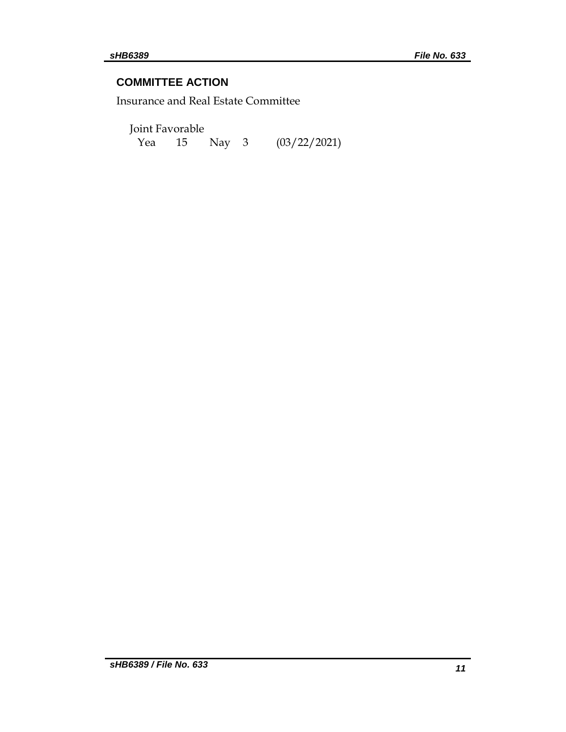## COMMITTEE ACTION

Insurance and Real Estate Committee

Joint Favorable
Yea 15 Nay 3 (03/22/2021)